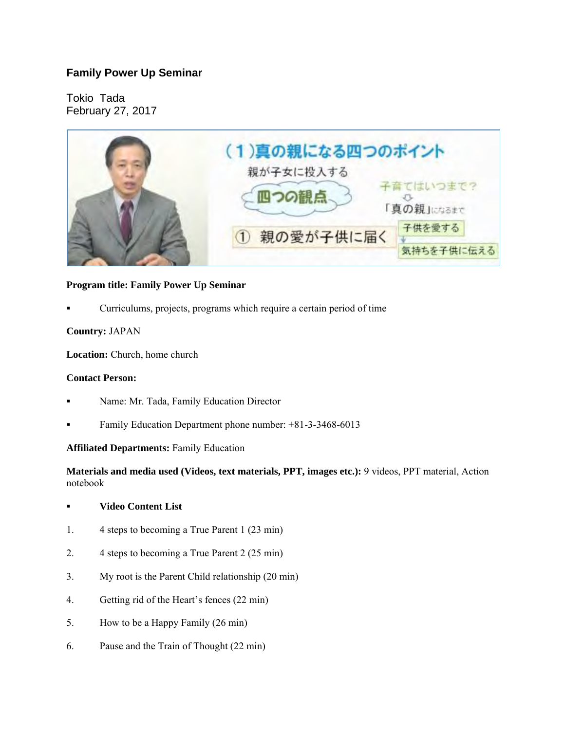# Family Power Up Seminar

Tokio Tada
February 27, 2017

**Program title: Family Power Up Seminar**

- Curriculums, projects, programs which require a certain period of time

**Country:** JAPAN

**Location:** Church, home church

**Contact Person:**

- Name: Mr. Tada, Family Education Director
- Family Education Department phone number: +81-3-3468-6013

**Affiliated Departments:** Family Education

**Materials and media used (Videos, text materials, PPT, images etc.):** 9 videos, PPT material, Action notebook

- **Video Content List**

1. 4 steps to becoming a True Parent 1 (23 min)
2. 4 steps to becoming a True Parent 2 (25 min)
3. My root is the Parent Child relationship (20 min)
4. Getting rid of the Heart's fences (22 min)
5. How to be a Happy Family (26 min)
6. Pause and the Train of Thought (22 min)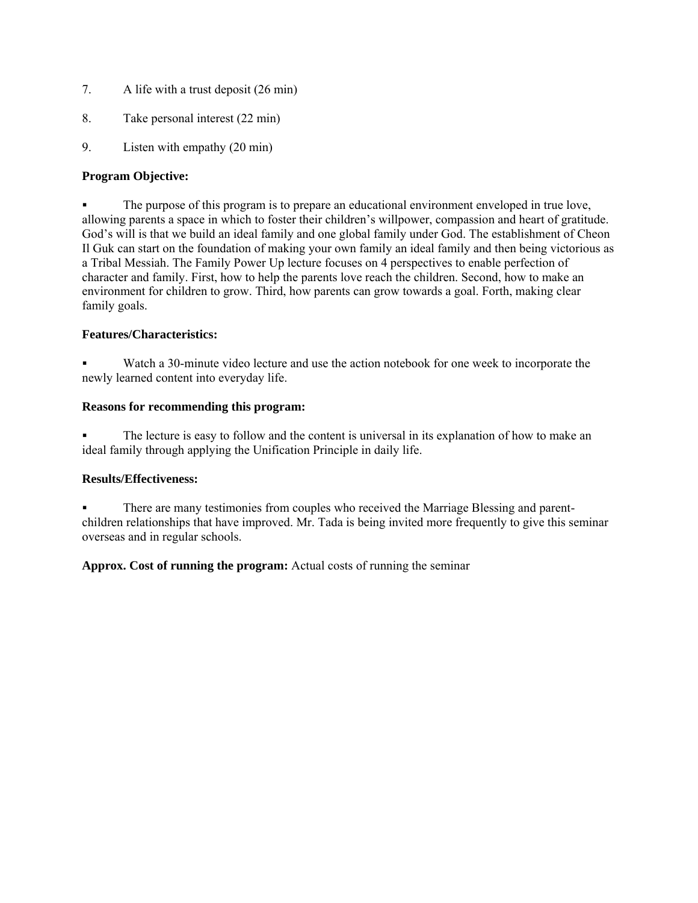7. A life with a trust deposit (26 min)

8. Take personal interest (22 min)

9. Listen with empathy (20 min)

**Program Objective:**

- The purpose of this program is to prepare an educational environment enveloped in true love, allowing parents a space in which to foster their children's willpower, compassion and heart of gratitude. God's will is that we build an ideal family and one global family under God. The establishment of Cheon Il Guk can start on the foundation of making your own family an ideal family and then being victorious as a Tribal Messiah. The Family Power Up lecture focuses on 4 perspectives to enable perfection of character and family. First, how to help the parents love reach the children. Second, how to make an environment for children to grow. Third, how parents can grow towards a goal. Forth, making clear family goals.

**Features/Characteristics:**

- Watch a 30-minute video lecture and use the action notebook for one week to incorporate the newly learned content into everyday life.

**Reasons for recommending this program:**

- The lecture is easy to follow and the content is universal in its explanation of how to make an ideal family through applying the Unification Principle in daily life.

**Results/Effectiveness:**

- There are many testimonies from couples who received the Marriage Blessing and parent-children relationships that have improved. Mr. Tada is being invited more frequently to give this seminar overseas and in regular schools.

**Approx. Cost of running the program:** Actual costs of running the seminar